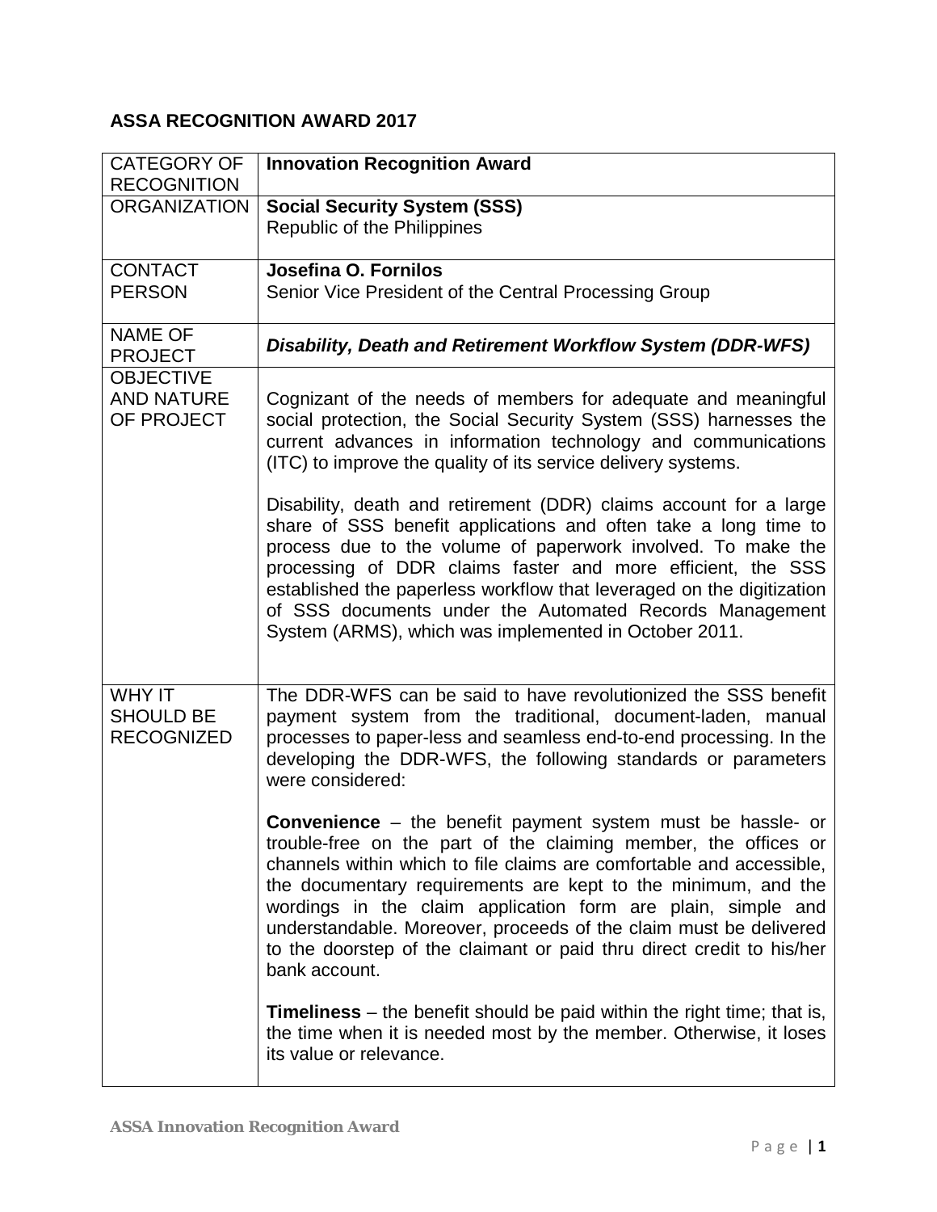**ASSA RECOGNITION AWARD 2017**

| CATEGORY OF RECOGNITION | **Innovation Recognition Award** |
|---|---|
| ORGANIZATION | **Social Security System (SSS)**<br>Republic of the Philippines |
| CONTACT PERSON | **Josefina O. Fornilos**<br>Senior Vice President of the Central Processing Group |
| NAME OF PROJECT | ***Disability, Death and Retirement Workflow System (DDR-WFS)*** |
| OBJECTIVE AND NATURE OF PROJECT | Cognizant of the needs of members for adequate and meaningful social protection, the Social Security System (SSS) harnesses the current advances in information technology and communications (ITC) to improve the quality of its service delivery systems.<br><br>Disability, death and retirement (DDR) claims account for a large share of SSS benefit applications and often take a long time to process due to the volume of paperwork involved. To make the processing of DDR claims faster and more efficient, the SSS established the paperless workflow that leveraged on the digitization of SSS documents under the Automated Records Management System (ARMS), which was implemented in October 2011. |
| WHY IT SHOULD BE RECOGNIZED | The DDR-WFS can be said to have revolutionized the SSS benefit payment system from the traditional, document-laden, manual processes to paper-less and seamless end-to-end processing. In the developing the DDR-WFS, the following standards or parameters were considered:<br><br>**Convenience** – the benefit payment system must be hassle- or trouble-free on the part of the claiming member, the offices or channels within which to file claims are comfortable and accessible, the documentary requirements are kept to the minimum, and the wordings in the claim application form are plain, simple and understandable. Moreover, proceeds of the claim must be delivered to the doorstep of the claimant or paid thru direct credit to his/her bank account.<br><br>**Timeliness** – the benefit should be paid within the right time; that is, the time when it is needed most by the member. Otherwise, it loses its value or relevance. |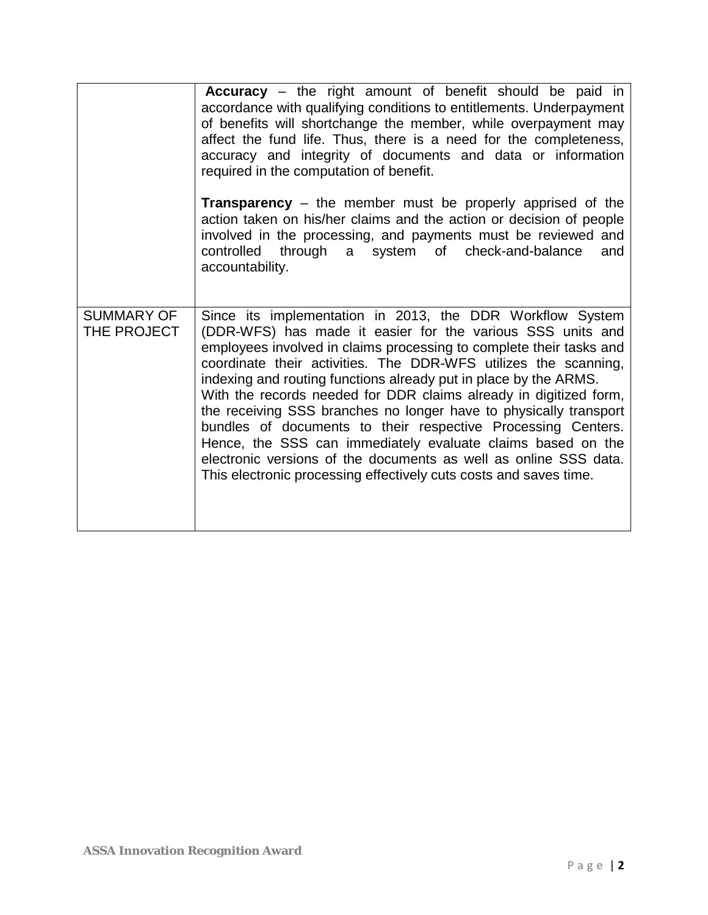| | |
|---|---|
| | **Accuracy** – the right amount of benefit should be paid in accordance with qualifying conditions to entitlements. Underpayment of benefits will shortchange the member, while overpayment may affect the fund life. Thus, there is a need for the completeness, accuracy and integrity of documents and data or information required in the computation of benefit.<br><br>**Transparency** – the member must be properly apprised of the action taken on his/her claims and the action or decision of people involved in the processing, and payments must be reviewed and controlled through a system of check-and-balance and accountability. |
| SUMMARY OF THE PROJECT | Since its implementation in 2013, the DDR Workflow System (DDR-WFS) has made it easier for the various SSS units and employees involved in claims processing to complete their tasks and coordinate their activities. The DDR-WFS utilizes the scanning, indexing and routing functions already put in place by the ARMS.<br>With the records needed for DDR claims already in digitized form, the receiving SSS branches no longer have to physically transport bundles of documents to their respective Processing Centers. Hence, the SSS can immediately evaluate claims based on the electronic versions of the documents as well as online SSS data. This electronic processing effectively cuts costs and saves time. |